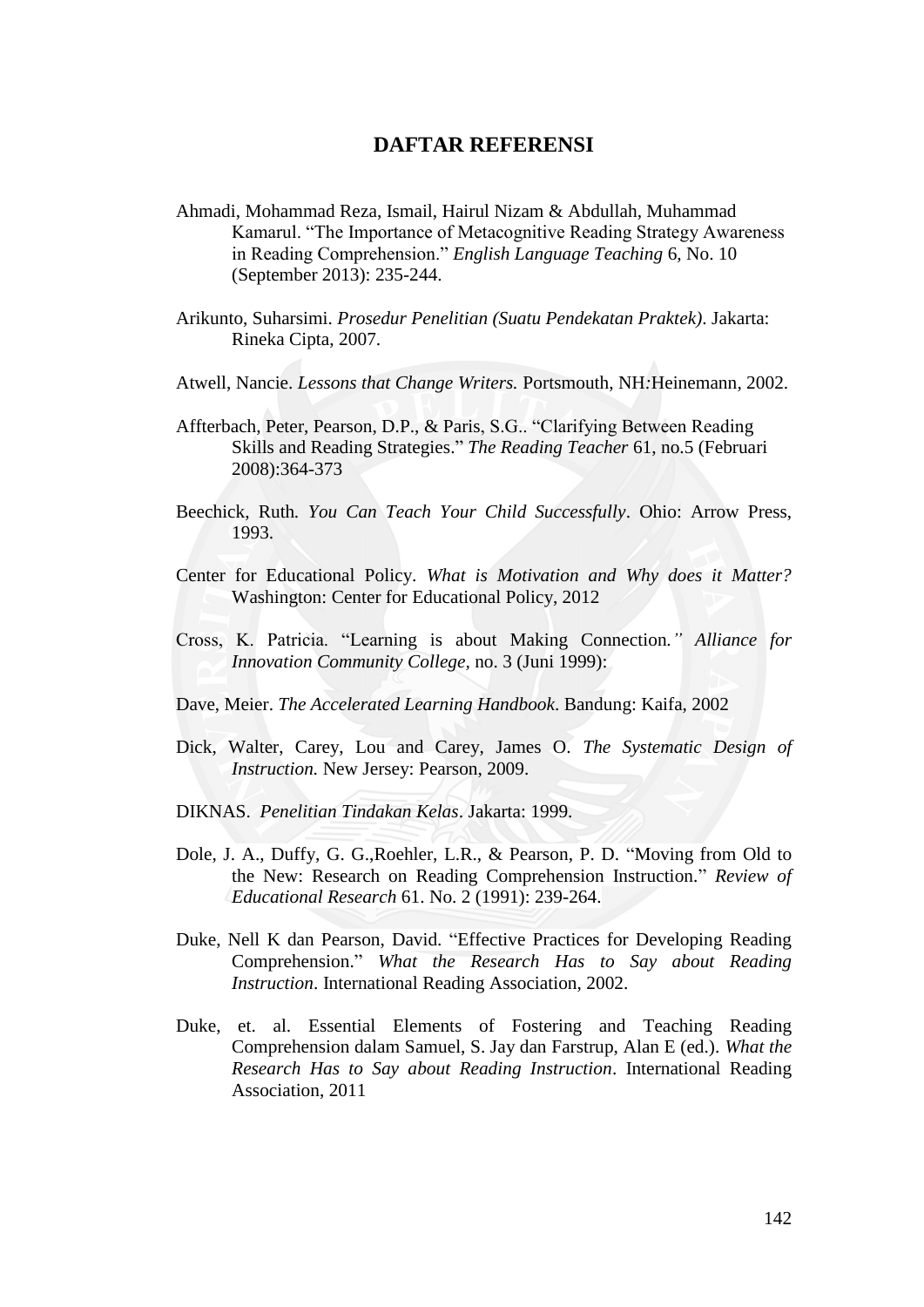## DAFTAR REFERENSI

Ahmadi, Mohammad Reza, Ismail, Hairul Nizam & Abdullah, Muhammad Kamarul. "The Importance of Metacognitive Reading Strategy Awareness in Reading Comprehension." *English Language Teaching* 6, No. 10 (September 2013): 235-244.

Arikunto, Suharsimi. *Prosedur Penelitian (Suatu Pendekatan Praktek)*. Jakarta: Rineka Cipta, 2007.

Atwell, Nancie. *Lessons that Change Writers.* Portsmouth, NH*:*Heinemann, 2002.

Affterbach, Peter, Pearson, D.P., & Paris, S.G.. "Clarifying Between Reading Skills and Reading Strategies." *The Reading Teacher* 61, no.5 (Februari 2008):364-373

Beechick, Ruth*. You Can Teach Your Child Successfully*. Ohio: Arrow Press, 1993.

Center for Educational Policy. *What is Motivation and Why does it Matter?* Washington: Center for Educational Policy, 2012

Cross, K. Patricia. "Learning is about Making Connection*." Alliance for Innovation Community College*, no. 3 (Juni 1999):

Dave, Meier. *The Accelerated Learning Handbook*. Bandung: Kaifa, 2002

Dick, Walter, Carey, Lou and Carey, James O. *The Systematic Design of Instruction.* New Jersey: Pearson, 2009.

DIKNAS. *Penelitian Tindakan Kelas*. Jakarta: 1999.

Dole, J. A., Duffy, G. G.,Roehler, L.R., & Pearson, P. D. "Moving from Old to the New: Research on Reading Comprehension Instruction." *Review of Educational Research* 61. No. 2 (1991): 239-264.

Duke, Nell K dan Pearson, David. "Effective Practices for Developing Reading Comprehension." *What the Research Has to Say about Reading Instruction*. International Reading Association, 2002.

Duke, et. al. Essential Elements of Fostering and Teaching Reading Comprehension dalam Samuel, S. Jay dan Farstrup, Alan E (ed.). *What the Research Has to Say about Reading Instruction*. International Reading Association, 2011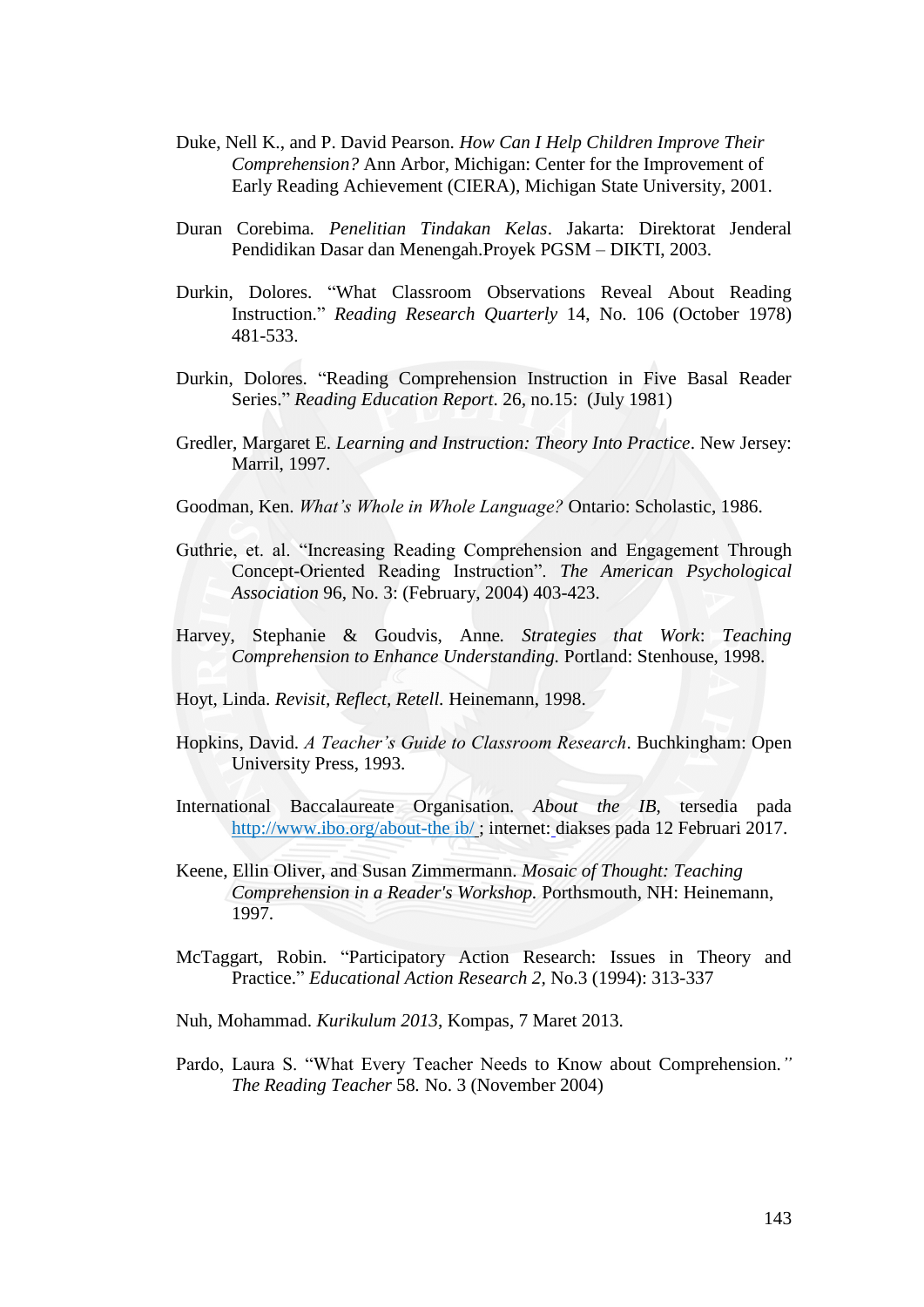Duke, Nell K., and P. David Pearson. *How Can I Help Children Improve Their Comprehension?* Ann Arbor, Michigan: Center for the Improvement of Early Reading Achievement (CIERA), Michigan State University, 2001.

Duran Corebima. *Penelitian Tindakan Kelas*. Jakarta: Direktorat Jenderal Pendidikan Dasar dan Menengah.Proyek PGSM – DIKTI, 2003.

Durkin, Dolores. "What Classroom Observations Reveal About Reading Instruction." *Reading Research Quarterly* 14, No. 106 (October 1978) 481-533.

Durkin, Dolores. "Reading Comprehension Instruction in Five Basal Reader Series." *Reading Education Report*. 26, no.15: (July 1981)

Gredler, Margaret E. *Learning and Instruction: Theory Into Practice*. New Jersey: Marril, 1997.

Goodman, Ken. *What's Whole in Whole Language?* Ontario: Scholastic, 1986.

Guthrie, et. al. "Increasing Reading Comprehension and Engagement Through Concept-Oriented Reading Instruction". *The American Psychological Association* 96, No. 3: (February, 2004) 403-423.

Harvey, Stephanie & Goudvis, Anne. *Strategies that Work: Teaching Comprehension to Enhance Understanding.* Portland: Stenhouse, 1998.

Hoyt, Linda. *Revisit, Reflect, Retell.* Heinemann, 1998.

Hopkins, David. *A Teacher's Guide to Classroom Research*. Buchkingham: Open University Press, 1993.

International Baccalaureate Organisation. *About the IB*, tersedia pada http://www.ibo.org/about-the ib/ ; internet: diakses pada 12 Februari 2017.

Keene, Ellin Oliver, and Susan Zimmermann. *Mosaic of Thought: Teaching Comprehension in a Reader's Workshop.* Porthsmouth, NH: Heinemann, 1997.

McTaggart, Robin. "Participatory Action Research: Issues in Theory and Practice." *Educational Action Research 2*, No.3 (1994): 313-337

Nuh, Mohammad. *Kurikulum 2013*, Kompas, 7 Maret 2013.

Pardo, Laura S. "What Every Teacher Needs to Know about Comprehension." *The Reading Teacher* 58. No. 3 (November 2004)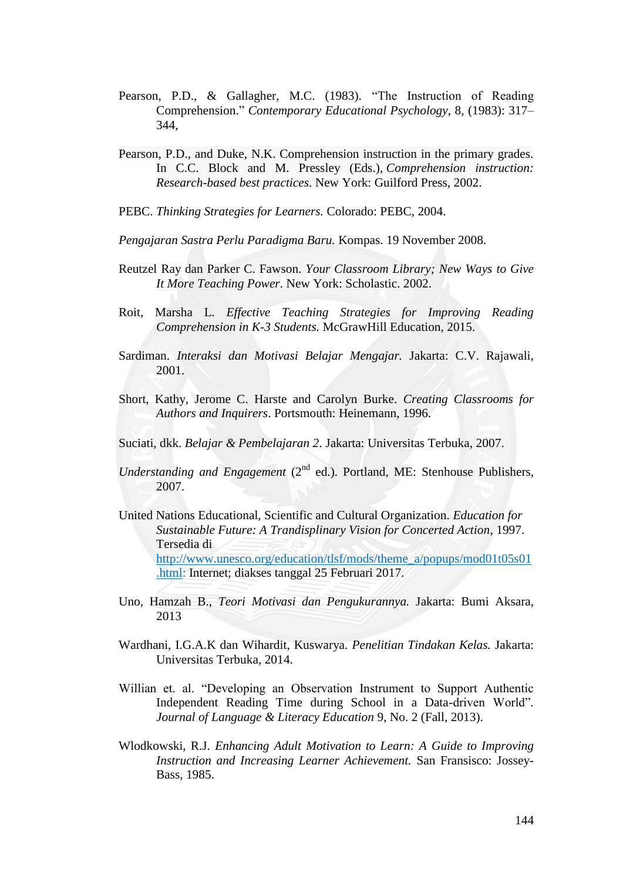Pearson, P.D., & Gallagher, M.C. (1983). "The Instruction of Reading Comprehension." *Contemporary Educational Psychology*, 8, (1983): 317–344,

Pearson, P.D., and Duke, N.K. Comprehension instruction in the primary grades. In C.C. Block and M. Pressley (Eds.), *Comprehension instruction: Research-based best practices*. New York: Guilford Press, 2002.

PEBC. *Thinking Strategies for Learners.* Colorado: PEBC, 2004.

*Pengajaran Sastra Perlu Paradigma Baru.* Kompas. 19 November 2008.

Reutzel Ray dan Parker C. Fawson. *Your Classroom Library; New Ways to Give It More Teaching Power*. New York: Scholastic. 2002.

Roit, Marsha L. *Effective Teaching Strategies for Improving Reading Comprehension in K-3 Students.* McGrawHill Education, 2015.

Sardiman. *Interaksi dan Motivasi Belajar Mengajar.* Jakarta: C.V. Rajawali, 2001.

Short, Kathy, Jerome C. Harste and Carolyn Burke. *Creating Classrooms for Authors and Inquirers*. Portsmouth: Heinemann, 1996.

Suciati, dkk. *Belajar & Pembelajaran 2*. Jakarta: Universitas Terbuka, 2007.

*Understanding and Engagement* (2nd ed.). Portland, ME: Stenhouse Publishers, 2007.

United Nations Educational, Scientific and Cultural Organization. *Education for Sustainable Future: A Trandisplinary Vision for Concerted Action*, 1997. Tersedia di http://www.unesco.org/education/tlsf/mods/theme_a/popups/mod01t05s01.html: Internet; diakses tanggal 25 Februari 2017.

Uno, Hamzah B., *Teori Motivasi dan Pengukurannya.* Jakarta: Bumi Aksara, 2013

Wardhani, I.G.A.K dan Wihardit, Kuswarya. *Penelitian Tindakan Kelas.* Jakarta: Universitas Terbuka, 2014.

Willian et. al. "Developing an Observation Instrument to Support Authentic Independent Reading Time during School in a Data-driven World". *Journal of Language & Literacy Education* 9, No. 2 (Fall, 2013).

Wlodkowski, R.J. *Enhancing Adult Motivation to Learn: A Guide to Improving Instruction and Increasing Learner Achievement.* San Fransisco: Jossey-Bass, 1985.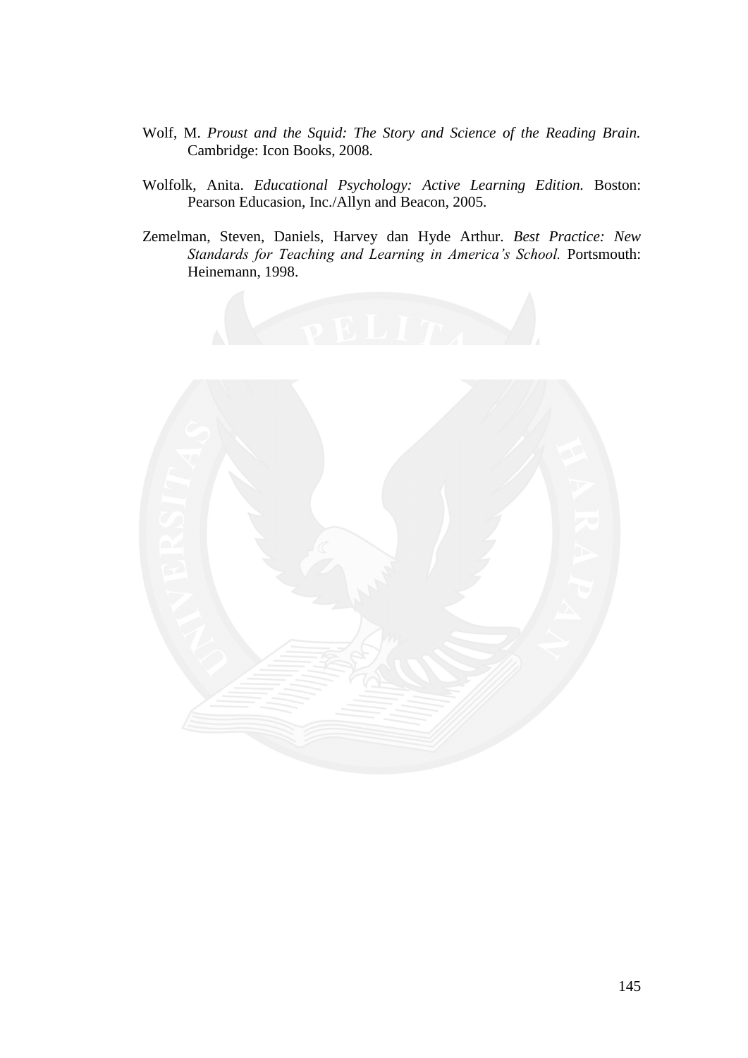Wolf, M. *Proust and the Squid: The Story and Science of the Reading Brain.* Cambridge: Icon Books, 2008.

Wolfolk, Anita. *Educational Psychology: Active Learning Edition.* Boston: Pearson Educasion, Inc./Allyn and Beacon, 2005.

Zemelman, Steven, Daniels, Harvey dan Hyde Arthur. *Best Practice: New Standards for Teaching and Learning in America's School.* Portsmouth: Heinemann, 1998.